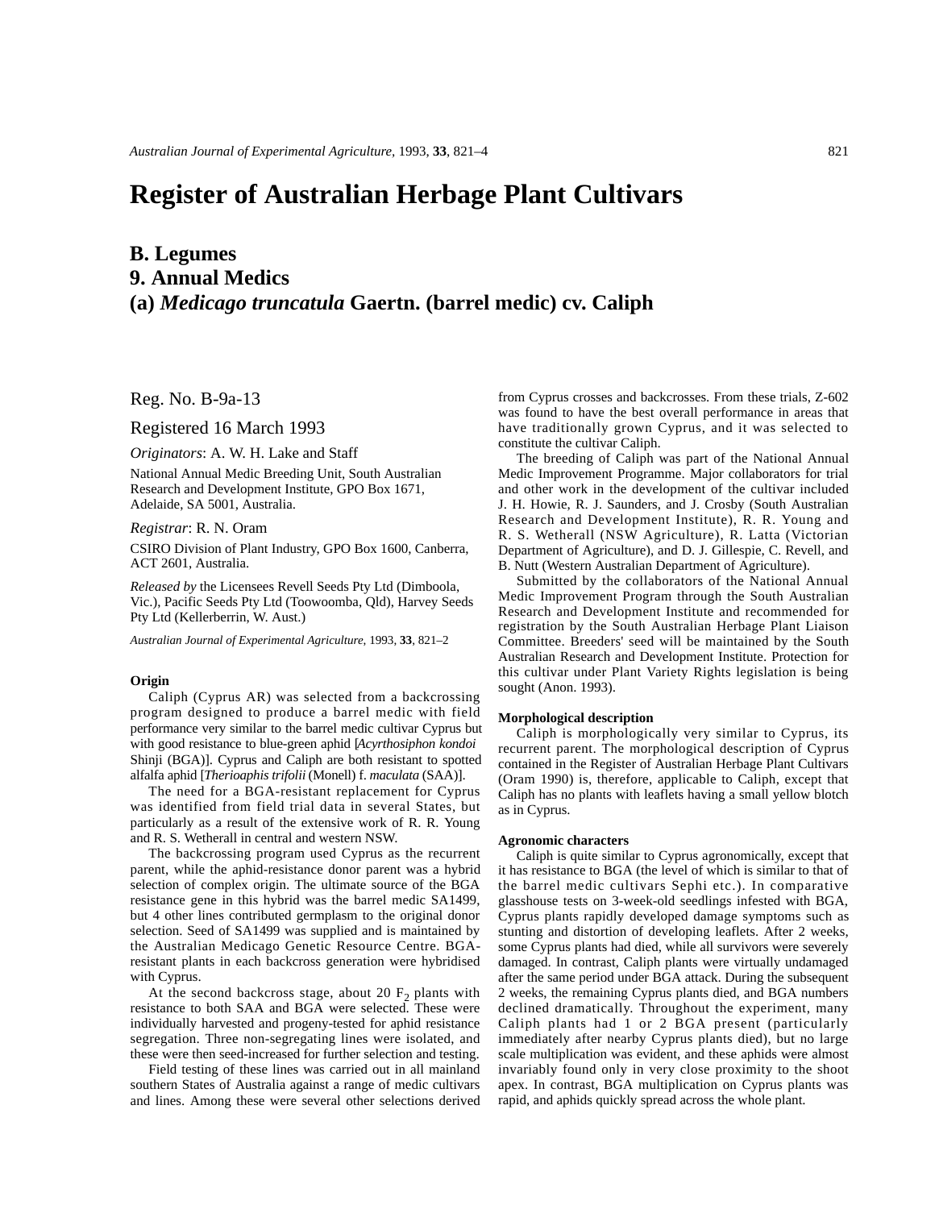# Register of Australian Herbage Plant Cultivars

## B. Legumes
## 9. Annual Medics
## (a) *Medicago truncatula* Gaertn. (barrel medic) cv. Caliph

Reg. No. B-9a-13

Registered 16 March 1993

*Originators*: A. W. H. Lake and Staff

National Annual Medic Breeding Unit, South Australian Research and Development Institute, GPO Box 1671, Adelaide, SA 5001, Australia.

*Registrar*: R. N. Oram

CSIRO Division of Plant Industry, GPO Box 1600, Canberra, ACT 2601, Australia.

*Released by* the Licensees Revell Seeds Pty Ltd (Dimboola, Vic.), Pacific Seeds Pty Ltd (Toowoomba, Qld), Harvey Seeds Pty Ltd (Kellerberrin, W. Aust.)

*Australian Journal of Experimental Agriculture*, 1993, **33**, 821–2

### Origin

Caliph (Cyprus AR) was selected from a backcrossing program designed to produce a barrel medic with field performance very similar to the barrel medic cultivar Cyprus but with good resistance to blue-green aphid [*Acyrthosiphon kondoi* Shinji (BGA)]. Cyprus and Caliph are both resistant to spotted alfalfa aphid [*Therioaphis trifolii* (Monell) f. *maculata* (SAA)].

The need for a BGA-resistant replacement for Cyprus was identified from field trial data in several States, but particularly as a result of the extensive work of R. R. Young and R. S. Wetherall in central and western NSW.

The backcrossing program used Cyprus as the recurrent parent, while the aphid-resistance donor parent was a hybrid selection of complex origin. The ultimate source of the BGA resistance gene in this hybrid was the barrel medic SA1499, but 4 other lines contributed germplasm to the original donor selection. Seed of SA1499 was supplied and is maintained by the Australian Medicago Genetic Resource Centre. BGA-resistant plants in each backcross generation were hybridised with Cyprus.

At the second backcross stage, about 20 $F_2$ plants with resistance to both SAA and BGA were selected. These were individually harvested and progeny-tested for aphid resistance segregation. Three non-segregating lines were isolated, and these were then seed-increased for further selection and testing.

Field testing of these lines was carried out in all mainland southern States of Australia against a range of medic cultivars and lines. Among these were several other selections derived from Cyprus crosses and backcrosses. From these trials, Z-602 was found to have the best overall performance in areas that have traditionally grown Cyprus, and it was selected to constitute the cultivar Caliph.

The breeding of Caliph was part of the National Annual Medic Improvement Programme. Major collaborators for trial and other work in the development of the cultivar included J. H. Howie, R. J. Saunders, and J. Crosby (South Australian Research and Development Institute), R. R. Young and R. S. Wetherall (NSW Agriculture), R. Latta (Victorian Department of Agriculture), and D. J. Gillespie, C. Revell, and B. Nutt (Western Australian Department of Agriculture).

Submitted by the collaborators of the National Annual Medic Improvement Program through the South Australian Research and Development Institute and recommended for registration by the South Australian Herbage Plant Liaison Committee. Breeders' seed will be maintained by the South Australian Research and Development Institute. Protection for this cultivar under Plant Variety Rights legislation is being sought (Anon. 1993).

### Morphological description

Caliph is morphologically very similar to Cyprus, its recurrent parent. The morphological description of Cyprus contained in the Register of Australian Herbage Plant Cultivars (Oram 1990) is, therefore, applicable to Caliph, except that Caliph has no plants with leaflets having a small yellow blotch as in Cyprus.

### Agronomic characters

Caliph is quite similar to Cyprus agronomically, except that it has resistance to BGA (the level of which is similar to that of the barrel medic cultivars Sephi etc.). In comparative glasshouse tests on 3-week-old seedlings infested with BGA, Cyprus plants rapidly developed damage symptoms such as stunting and distortion of developing leaflets. After 2 weeks, some Cyprus plants had died, while all survivors were severely damaged. In contrast, Caliph plants were virtually undamaged after the same period under BGA attack. During the subsequent 2 weeks, the remaining Cyprus plants died, and BGA numbers declined dramatically. Throughout the experiment, many Caliph plants had 1 or 2 BGA present (particularly immediately after nearby Cyprus plants died), but no large scale multiplication was evident, and these aphids were almost invariably found only in very close proximity to the shoot apex. In contrast, BGA multiplication on Cyprus plants was rapid, and aphids quickly spread across the whole plant.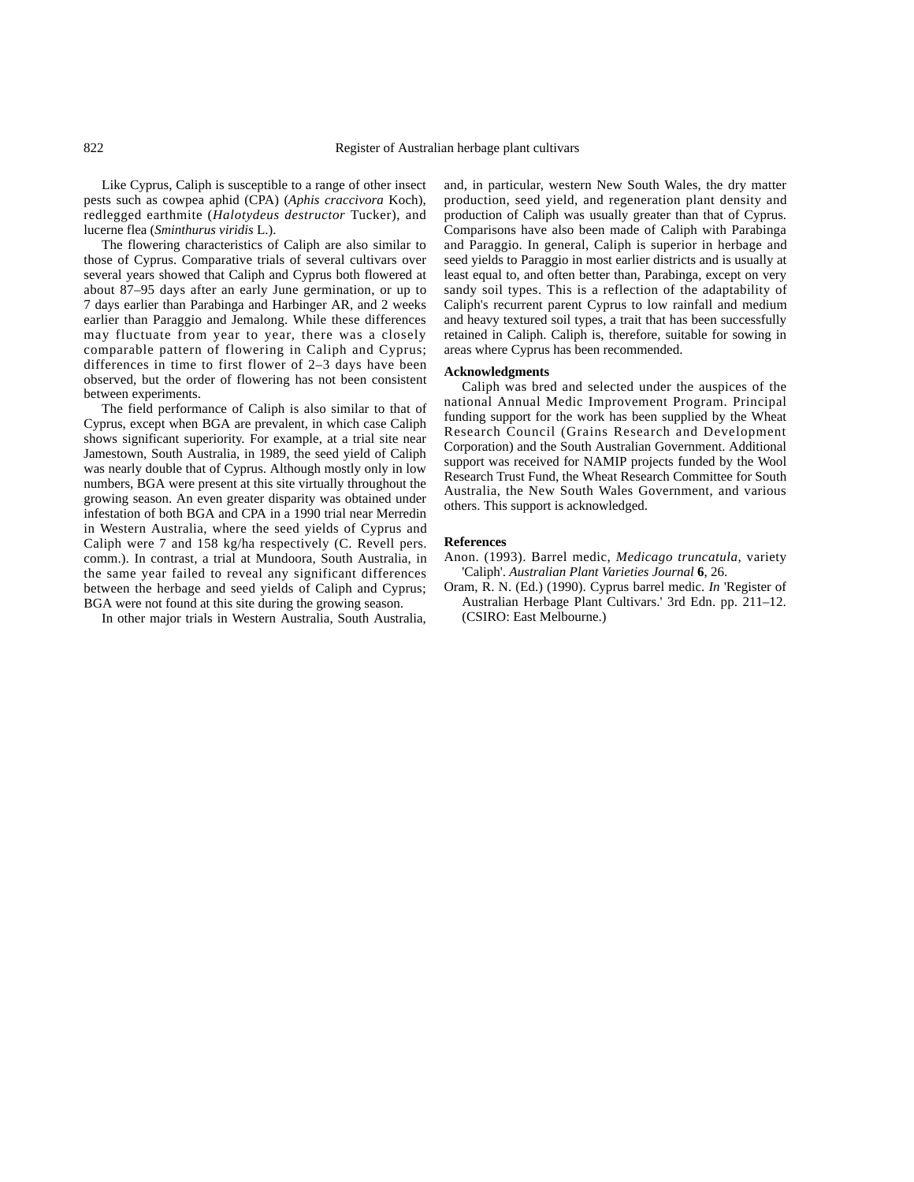Like Cyprus, Caliph is susceptible to a range of other insect pests such as cowpea aphid (CPA) (*Aphis craccivora* Koch), redlegged earthmite (*Halotydeus destructor* Tucker), and lucerne flea (*Sminthurus viridis* L.).

The flowering characteristics of Caliph are also similar to those of Cyprus. Comparative trials of several cultivars over several years showed that Caliph and Cyprus both flowered at about 87–95 days after an early June germination, or up to 7 days earlier than Parabinga and Harbinger AR, and 2 weeks earlier than Paraggio and Jemalong. While these differences may fluctuate from year to year, there was a closely comparable pattern of flowering in Caliph and Cyprus; differences in time to first flower of 2–3 days have been observed, but the order of flowering has not been consistent between experiments.

The field performance of Caliph is also similar to that of Cyprus, except when BGA are prevalent, in which case Caliph shows significant superiority. For example, at a trial site near Jamestown, South Australia, in 1989, the seed yield of Caliph was nearly double that of Cyprus. Although mostly only in low numbers, BGA were present at this site virtually throughout the growing season. An even greater disparity was obtained under infestation of both BGA and CPA in a 1990 trial near Merredin in Western Australia, where the seed yields of Cyprus and Caliph were 7 and 158 kg/ha respectively (C. Revell pers. comm.). In contrast, a trial at Mundoora, South Australia, in the same year failed to reveal any significant differences between the herbage and seed yields of Caliph and Cyprus; BGA were not found at this site during the growing season.

In other major trials in Western Australia, South Australia, and, in particular, western New South Wales, the dry matter production, seed yield, and regeneration plant density and production of Caliph was usually greater than that of Cyprus. Comparisons have also been made of Caliph with Parabinga and Paraggio. In general, Caliph is superior in herbage and seed yields to Paraggio in most earlier districts and is usually at least equal to, and often better than, Parabinga, except on very sandy soil types. This is a reflection of the adaptability of Caliph's recurrent parent Cyprus to low rainfall and medium and heavy textured soil types, a trait that has been successfully retained in Caliph. Caliph is, therefore, suitable for sowing in areas where Cyprus has been recommended.

### Acknowledgments

Caliph was bred and selected under the auspices of the national Annual Medic Improvement Program. Principal funding support for the work has been supplied by the Wheat Research Council (Grains Research and Development Corporation) and the South Australian Government. Additional support was received for NAMIP projects funded by the Wool Research Trust Fund, the Wheat Research Committee for South Australia, the New South Wales Government, and various others. This support is acknowledged.

### References

Anon. (1993). Barrel medic, *Medicago truncatula*, variety 'Caliph'. *Australian Plant Varieties Journal* **6**, 26.

Oram, R. N. (Ed.) (1990). Cyprus barrel medic. *In* 'Register of Australian Herbage Plant Cultivars.' 3rd Edn. pp. 211–12. (CSIRO: East Melbourne.)